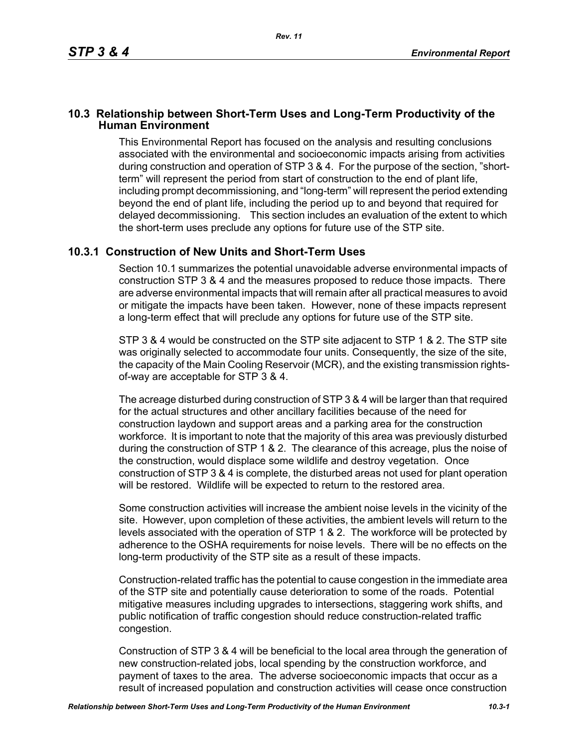## 10.3 Relationship between Short-Term Uses and Long-Term Productivity of the Human Environment

This Environmental Report has focused on the analysis and resulting conclusions associated with the environmental and socioeconomic impacts arising from activities during construction and operation of STP 3 & 4. For the purpose of the section, "short-term" will represent the period from start of construction to the end of plant life, including prompt decommissioning, and "long-term" will represent the period extending beyond the end of plant life, including the period up to and beyond that required for delayed decommissioning. This section includes an evaluation of the extent to which the short-term uses preclude any options for future use of the STP site.

### 10.3.1 Construction of New Units and Short-Term Uses

Section 10.1 summarizes the potential unavoidable adverse environmental impacts of construction STP 3 & 4 and the measures proposed to reduce those impacts. There are adverse environmental impacts that will remain after all practical measures to avoid or mitigate the impacts have been taken. However, none of these impacts represent a long-term effect that will preclude any options for future use of the STP site.

STP 3 & 4 would be constructed on the STP site adjacent to STP 1 & 2. The STP site was originally selected to accommodate four units. Consequently, the size of the site, the capacity of the Main Cooling Reservoir (MCR), and the existing transmission rights-of-way are acceptable for STP 3 & 4.

The acreage disturbed during construction of STP 3 & 4 will be larger than that required for the actual structures and other ancillary facilities because of the need for construction laydown and support areas and a parking area for the construction workforce. It is important to note that the majority of this area was previously disturbed during the construction of STP 1 & 2. The clearance of this acreage, plus the noise of the construction, would displace some wildlife and destroy vegetation. Once construction of STP 3 & 4 is complete, the disturbed areas not used for plant operation will be restored. Wildlife will be expected to return to the restored area.

Some construction activities will increase the ambient noise levels in the vicinity of the site. However, upon completion of these activities, the ambient levels will return to the levels associated with the operation of STP 1 & 2. The workforce will be protected by adherence to the OSHA requirements for noise levels. There will be no effects on the long-term productivity of the STP site as a result of these impacts.

Construction-related traffic has the potential to cause congestion in the immediate area of the STP site and potentially cause deterioration to some of the roads. Potential mitigative measures including upgrades to intersections, staggering work shifts, and public notification of traffic congestion should reduce construction-related traffic congestion.

Construction of STP 3 & 4 will be beneficial to the local area through the generation of new construction-related jobs, local spending by the construction workforce, and payment of taxes to the area. The adverse socioeconomic impacts that occur as a result of increased population and construction activities will cease once construction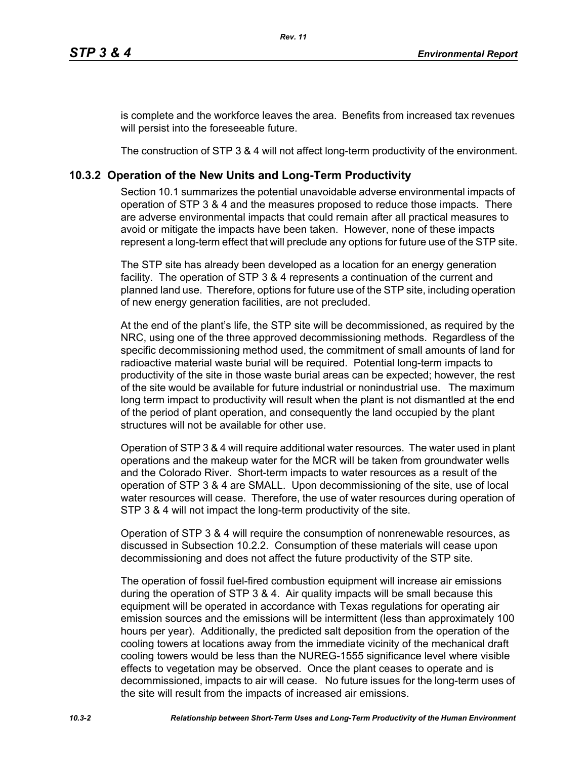is complete and the workforce leaves the area. Benefits from increased tax revenues will persist into the foreseeable future.

The construction of STP 3 & 4 will not affect long-term productivity of the environment.

### 10.3.2 Operation of the New Units and Long-Term Productivity

Section 10.1 summarizes the potential unavoidable adverse environmental impacts of operation of STP 3 & 4 and the measures proposed to reduce those impacts. There are adverse environmental impacts that could remain after all practical measures to avoid or mitigate the impacts have been taken. However, none of these impacts represent a long-term effect that will preclude any options for future use of the STP site.

The STP site has already been developed as a location for an energy generation facility. The operation of STP 3 & 4 represents a continuation of the current and planned land use. Therefore, options for future use of the STP site, including operation of new energy generation facilities, are not precluded.

At the end of the plant's life, the STP site will be decommissioned, as required by the NRC, using one of the three approved decommissioning methods. Regardless of the specific decommissioning method used, the commitment of small amounts of land for radioactive material waste burial will be required. Potential long-term impacts to productivity of the site in those waste burial areas can be expected; however, the rest of the site would be available for future industrial or nonindustrial use. The maximum long term impact to productivity will result when the plant is not dismantled at the end of the period of plant operation, and consequently the land occupied by the plant structures will not be available for other use.

Operation of STP 3 & 4 will require additional water resources. The water used in plant operations and the makeup water for the MCR will be taken from groundwater wells and the Colorado River. Short-term impacts to water resources as a result of the operation of STP 3 & 4 are SMALL. Upon decommissioning of the site, use of local water resources will cease. Therefore, the use of water resources during operation of STP 3 & 4 will not impact the long-term productivity of the site.

Operation of STP 3 & 4 will require the consumption of nonrenewable resources, as discussed in Subsection 10.2.2. Consumption of these materials will cease upon decommissioning and does not affect the future productivity of the STP site.

The operation of fossil fuel-fired combustion equipment will increase air emissions during the operation of STP 3 & 4. Air quality impacts will be small because this equipment will be operated in accordance with Texas regulations for operating air emission sources and the emissions will be intermittent (less than approximately 100 hours per year). Additionally, the predicted salt deposition from the operation of the cooling towers at locations away from the immediate vicinity of the mechanical draft cooling towers would be less than the NUREG-1555 significance level where visible effects to vegetation may be observed. Once the plant ceases to operate and is decommissioned, impacts to air will cease. No future issues for the long-term uses of the site will result from the impacts of increased air emissions.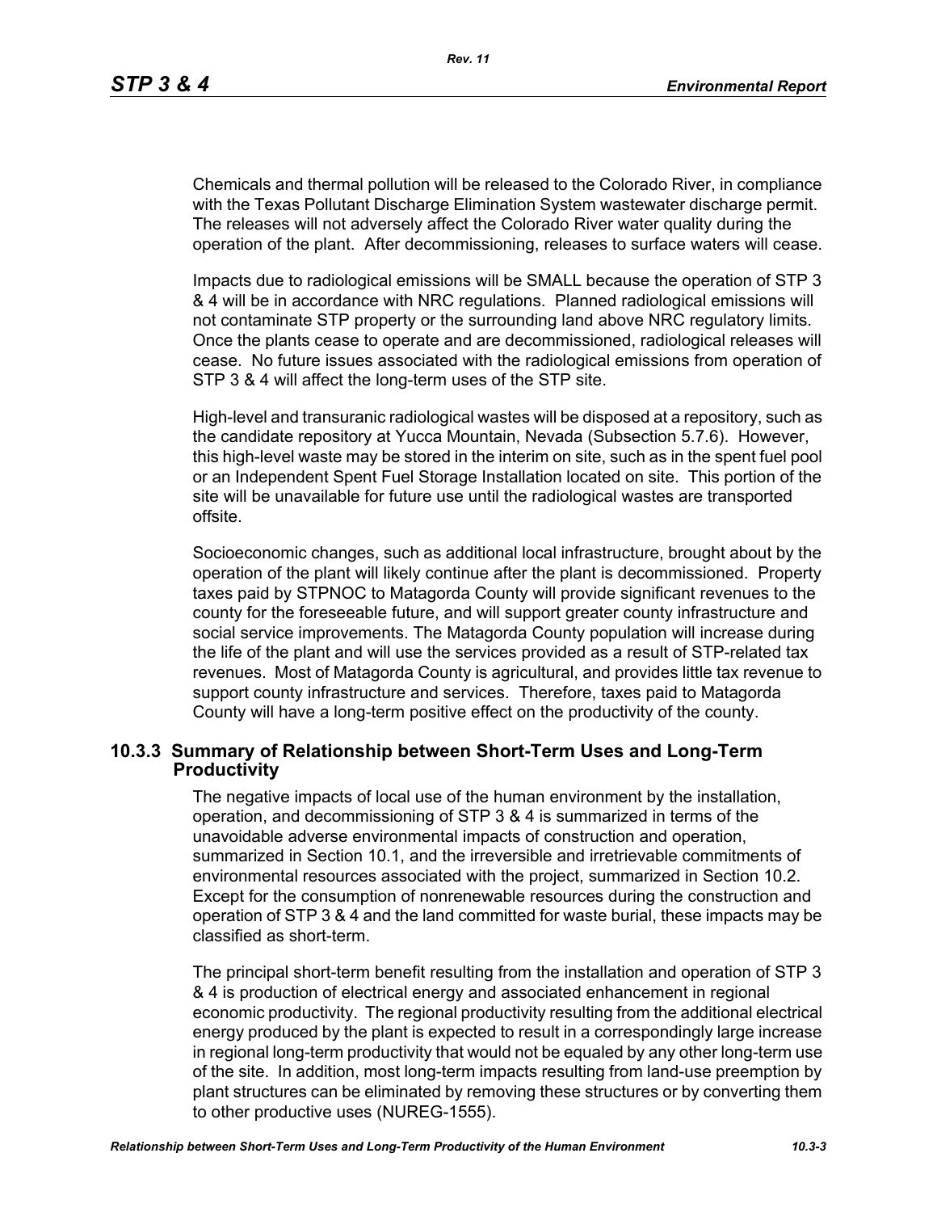Chemicals and thermal pollution will be released to the Colorado River, in compliance with the Texas Pollutant Discharge Elimination System wastewater discharge permit. The releases will not adversely affect the Colorado River water quality during the operation of the plant. After decommissioning, releases to surface waters will cease.

Impacts due to radiological emissions will be SMALL because the operation of STP 3 & 4 will be in accordance with NRC regulations. Planned radiological emissions will not contaminate STP property or the surrounding land above NRC regulatory limits. Once the plants cease to operate and are decommissioned, radiological releases will cease. No future issues associated with the radiological emissions from operation of STP 3 & 4 will affect the long-term uses of the STP site.

High-level and transuranic radiological wastes will be disposed at a repository, such as the candidate repository at Yucca Mountain, Nevada (Subsection 5.7.6). However, this high-level waste may be stored in the interim on site, such as in the spent fuel pool or an Independent Spent Fuel Storage Installation located on site. This portion of the site will be unavailable for future use until the radiological wastes are transported offsite.

Socioeconomic changes, such as additional local infrastructure, brought about by the operation of the plant will likely continue after the plant is decommissioned. Property taxes paid by STPNOC to Matagorda County will provide significant revenues to the county for the foreseeable future, and will support greater county infrastructure and social service improvements. The Matagorda County population will increase during the life of the plant and will use the services provided as a result of STP-related tax revenues. Most of Matagorda County is agricultural, and provides little tax revenue to support county infrastructure and services. Therefore, taxes paid to Matagorda County will have a long-term positive effect on the productivity of the county.

## 10.3.3 Summary of Relationship between Short-Term Uses and Long-Term Productivity

The negative impacts of local use of the human environment by the installation, operation, and decommissioning of STP 3 & 4 is summarized in terms of the unavoidable adverse environmental impacts of construction and operation, summarized in Section 10.1, and the irreversible and irretrievable commitments of environmental resources associated with the project, summarized in Section 10.2. Except for the consumption of nonrenewable resources during the construction and operation of STP 3 & 4 and the land committed for waste burial, these impacts may be classified as short-term.

The principal short-term benefit resulting from the installation and operation of STP 3 & 4 is production of electrical energy and associated enhancement in regional economic productivity. The regional productivity resulting from the additional electrical energy produced by the plant is expected to result in a correspondingly large increase in regional long-term productivity that would not be equaled by any other long-term use of the site. In addition, most long-term impacts resulting from land-use preemption by plant structures can be eliminated by removing these structures or by converting them to other productive uses (NUREG-1555).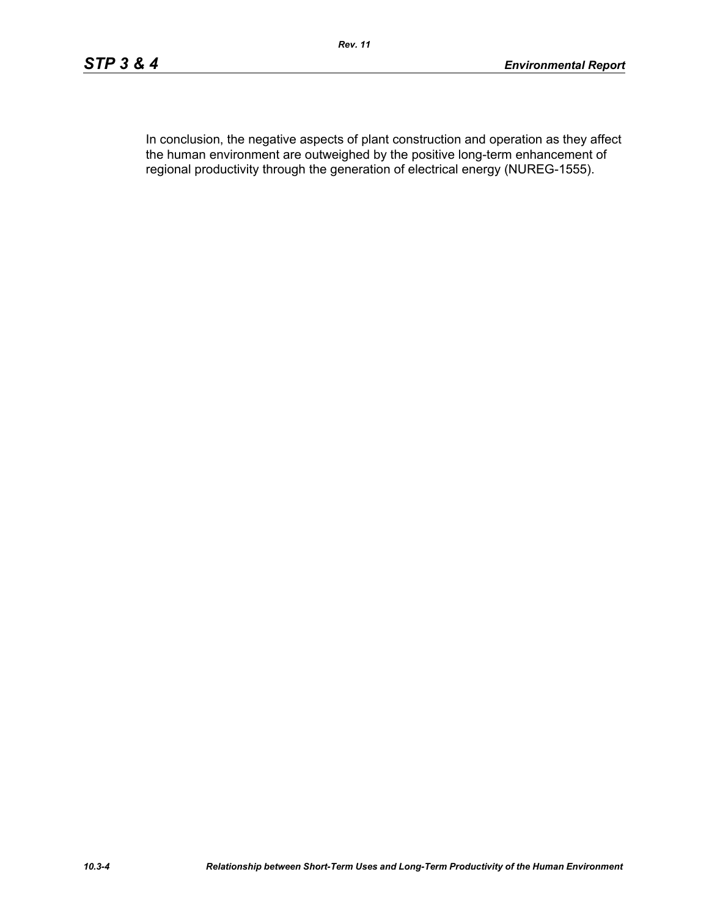In conclusion, the negative aspects of plant construction and operation as they affect the human environment are outweighed by the positive long-term enhancement of regional productivity through the generation of electrical energy (NUREG-1555).